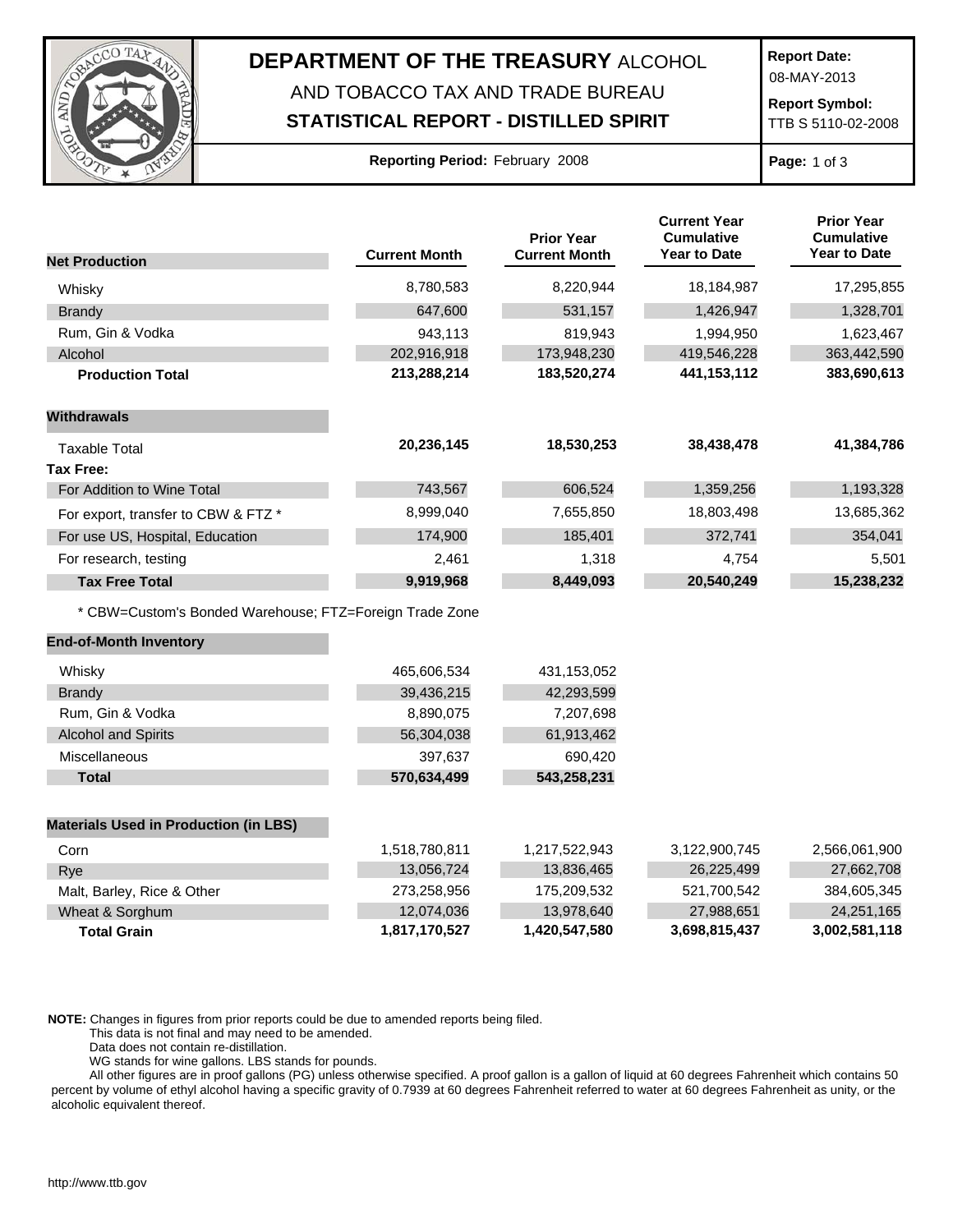# DEPARTMENT OF THE TREASURY ALCOHOL AND TOBACCO TAX AND TRADE BUREAU

## STATISTICAL REPORT - DISTILLED SPIRIT

**Report Date:** 08-MAY-2013

**Report Symbol:** TTB S 5110-02-2008

**Reporting Period:** February 2008

| Net Production | Current Month | Prior Year Current Month | Current Year Cumulative Year to Date | Prior Year Cumulative Year to Date |
|---|---|---|---|---|
| Whisky | 8,780,583 | 8,220,944 | 18,184,987 | 17,295,855 |
| Brandy | 647,600 | 531,157 | 1,426,947 | 1,328,701 |
| Rum, Gin & Vodka | 943,113 | 819,943 | 1,994,950 | 1,623,467 |
| Alcohol | 202,916,918 | 173,948,230 | 419,546,228 | 363,442,590 |
| **Production Total** | **213,288,214** | **183,520,274** | **441,153,112** | **383,690,613** |
| **Withdrawals** | | | | |
| Taxable Total | **20,236,145** | **18,530,253** | **38,438,478** | **41,384,786** |
| **Tax Free:** | | | | |
| For Addition to Wine Total | 743,567 | 606,524 | 1,359,256 | 1,193,328 |
| For export, transfer to CBW & FTZ * | 8,999,040 | 7,655,850 | 18,803,498 | 13,685,362 |
| For use US, Hospital, Education | 174,900 | 185,401 | 372,741 | 354,041 |
| For research, testing | 2,461 | 1,318 | 4,754 | 5,501 |
| **Tax Free Total** | **9,919,968** | **8,449,093** | **20,540,249** | **15,238,232** |

* CBW=Custom's Bonded Warehouse; FTZ=Foreign Trade Zone

| End-of-Month Inventory | Current Month | Prior Year Current Month |
|---|---|---|
| Whisky | 465,606,534 | 431,153,052 |
| Brandy | 39,436,215 | 42,293,599 |
| Rum, Gin & Vodka | 8,890,075 | 7,207,698 |
| Alcohol and Spirits | 56,304,038 | 61,913,462 |
| Miscellaneous | 397,637 | 690,420 |
| **Total** | **570,634,499** | **543,258,231** |

| Materials Used in Production (in LBS) | Current Month | Prior Year Current Month | Current Year Cumulative Year to Date | Prior Year Cumulative Year to Date |
|---|---|---|---|---|
| Corn | 1,518,780,811 | 1,217,522,943 | 3,122,900,745 | 2,566,061,900 |
| Rye | 13,056,724 | 13,836,465 | 26,225,499 | 27,662,708 |
| Malt, Barley, Rice & Other | 273,258,956 | 175,209,532 | 521,700,542 | 384,605,345 |
| Wheat & Sorghum | 12,074,036 | 13,978,640 | 27,988,651 | 24,251,165 |
| **Total Grain** | **1,817,170,527** | **1,420,547,580** | **3,698,815,437** | **3,002,581,118** |

**NOTE:** Changes in figures from prior reports could be due to amended reports being filed.
This data is not final and may need to be amended.
Data does not contain re-distillation.
WG stands for wine gallons. LBS stands for pounds.
All other figures are in proof gallons (PG) unless otherwise specified. A proof gallon is a gallon of liquid at 60 degrees Fahrenheit which contains 50 percent by volume of ethyl alcohol having a specific gravity of 0.7939 at 60 degrees Fahrenheit referred to water at 60 degrees Fahrenheit as unity, or the alcoholic equivalent thereof.

http://www.ttb.gov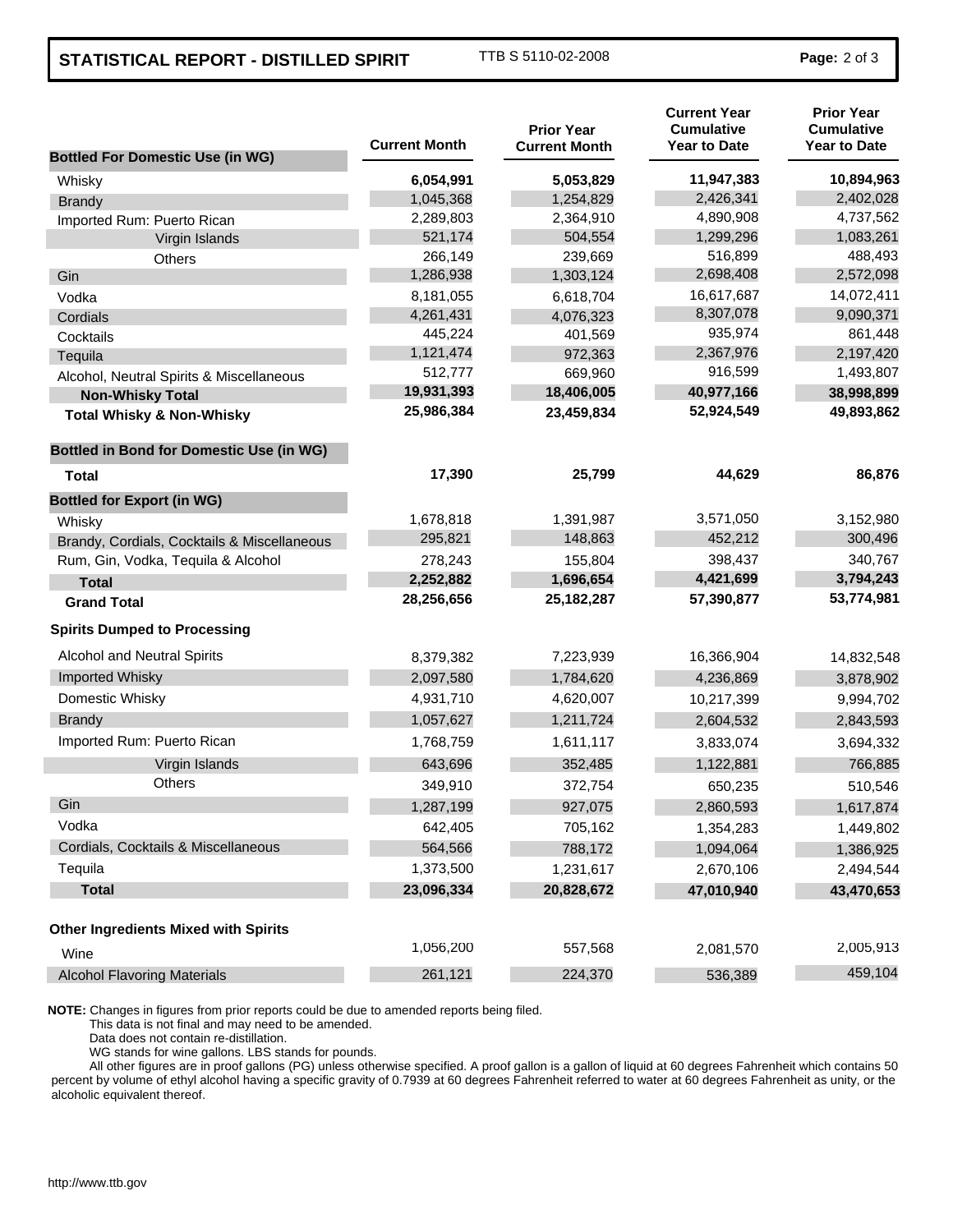## STATISTICAL REPORT - DISTILLED SPIRIT

TTB S 5110-02-2008

| Bottled For Domestic Use (in WG) | Current Month | Prior Year Current Month | Current Year Cumulative Year to Date | Prior Year Cumulative Year to Date |
|---|---|---|---|---|
| Whisky | **6,054,991** | **5,053,829** | **11,947,383** | **10,894,963** |
| Brandy | 1,045,368 | 1,254,829 | 2,426,341 | 2,402,028 |
| Imported Rum: Puerto Rican | 2,289,803 | 2,364,910 | 4,890,908 | 4,737,562 |
| Virgin Islands | 521,174 | 504,554 | 1,299,296 | 1,083,261 |
| Others | 266,149 | 239,669 | 516,899 | 488,493 |
| Gin | 1,286,938 | 1,303,124 | 2,698,408 | 2,572,098 |
| Vodka | 8,181,055 | 6,618,704 | 16,617,687 | 14,072,411 |
| Cordials | 4,261,431 | 4,076,323 | 8,307,078 | 9,090,371 |
| Cocktails | 445,224 | 401,569 | 935,974 | 861,448 |
| Tequila | 1,121,474 | 972,363 | 2,367,976 | 2,197,420 |
| Alcohol, Neutral Spirits & Miscellaneous | 512,777 | 669,960 | 916,599 | 1,493,807 |
| **Non-Whisky Total** | **19,931,393** | **18,406,005** | **40,977,166** | **38,998,899** |
| **Total Whisky & Non-Whisky** | **25,986,384** | **23,459,834** | **52,924,549** | **49,893,862** |
| **Bottled in Bond for Domestic Use (in WG)** | | | | |
| **Total** | **17,390** | **25,799** | **44,629** | **86,876** |
| **Bottled for Export (in WG)** | | | | |
| Whisky | 1,678,818 | 1,391,987 | 3,571,050 | 3,152,980 |
| Brandy, Cordials, Cocktails & Miscellaneous | 295,821 | 148,863 | 452,212 | 300,496 |
| Rum, Gin, Vodka, Tequila & Alcohol | 278,243 | 155,804 | 398,437 | 340,767 |
| **Total** | **2,252,882** | **1,696,654** | **4,421,699** | **3,794,243** |
| **Grand Total** | **28,256,656** | **25,182,287** | **57,390,877** | **53,774,981** |
| **Spirits Dumped to Processing** | | | | |
| Alcohol and Neutral Spirits | 8,379,382 | 7,223,939 | 16,366,904 | 14,832,548 |
| Imported Whisky | 2,097,580 | 1,784,620 | 4,236,869 | 3,878,902 |
| Domestic Whisky | 4,931,710 | 4,620,007 | 10,217,399 | 9,994,702 |
| Brandy | 1,057,627 | 1,211,724 | 2,604,532 | 2,843,593 |
| Imported Rum: Puerto Rican | 1,768,759 | 1,611,117 | 3,833,074 | 3,694,332 |
| Virgin Islands | 643,696 | 352,485 | 1,122,881 | 766,885 |
| Others | 349,910 | 372,754 | 650,235 | 510,546 |
| Gin | 1,287,199 | 927,075 | 2,860,593 | 1,617,874 |
| Vodka | 642,405 | 705,162 | 1,354,283 | 1,449,802 |
| Cordials, Cocktails & Miscellaneous | 564,566 | 788,172 | 1,094,064 | 1,386,925 |
| Tequila | 1,373,500 | 1,231,617 | 2,670,106 | 2,494,544 |
| **Total** | **23,096,334** | **20,828,672** | **47,010,940** | **43,470,653** |
| **Other Ingredients Mixed with Spirits** | | | | |
| Wine | 1,056,200 | 557,568 | 2,081,570 | 2,005,913 |
| Alcohol Flavoring Materials | 261,121 | 224,370 | 536,389 | 459,104 |

**NOTE:** Changes in figures from prior reports could be due to amended reports being filed.
This data is not final and may need to be amended.
Data does not contain re-distillation.
WG stands for wine gallons. LBS stands for pounds.
All other figures are in proof gallons (PG) unless otherwise specified. A proof gallon is a gallon of liquid at 60 degrees Fahrenheit which contains 50 percent by volume of ethyl alcohol having a specific gravity of 0.7939 at 60 degrees Fahrenheit referred to water at 60 degrees Fahrenheit as unity, or the alcoholic equivalent thereof.

http://www.ttb.gov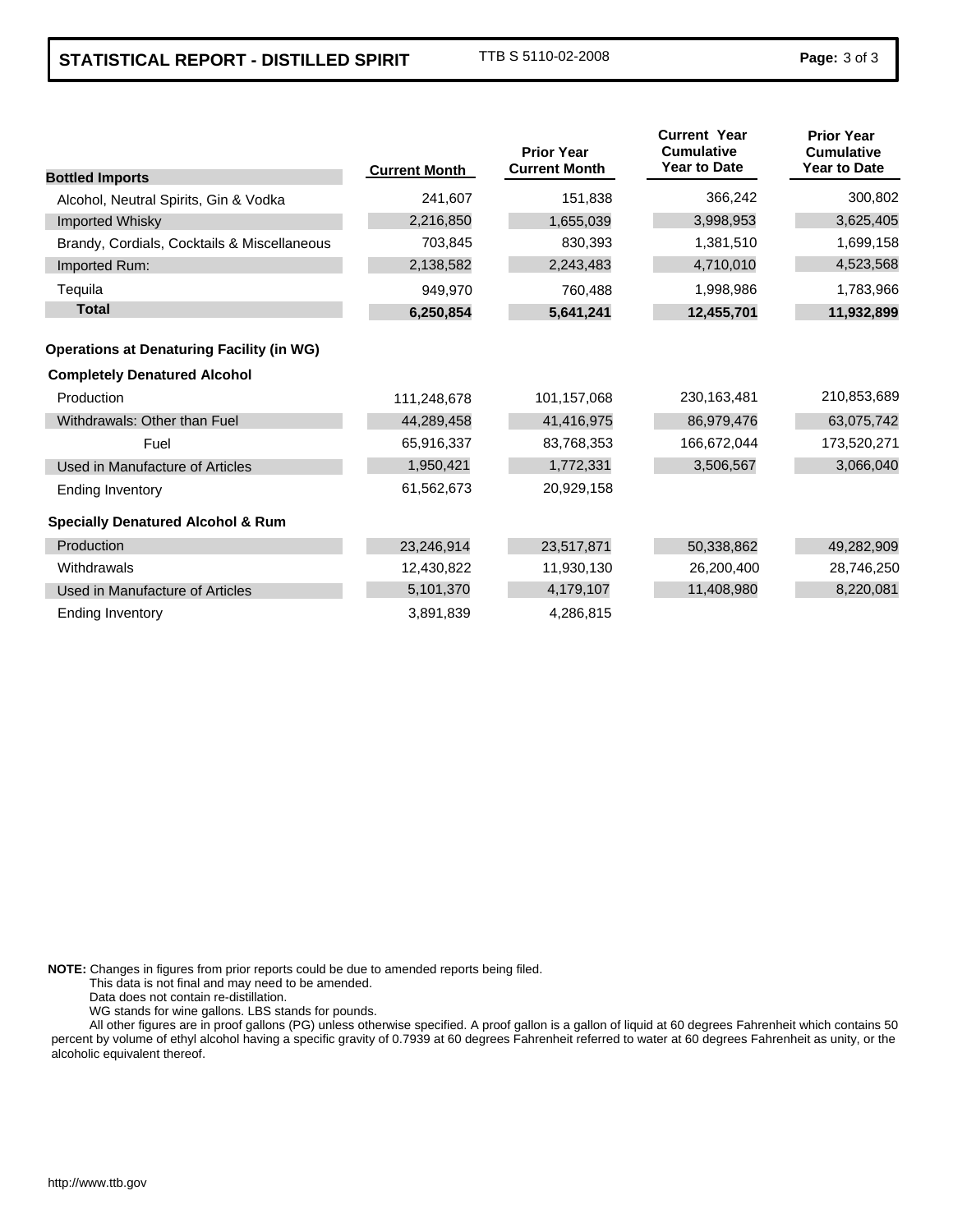## STATISTICAL REPORT - DISTILLED SPIRIT

TTB S 5110-02-2008

| Bottled Imports | Current Month | Prior Year Current Month | Current Year Cumulative Year to Date | Prior Year Cumulative Year to Date |
|---|---|---|---|---|
| Alcohol, Neutral Spirits, Gin & Vodka | 241,607 | 151,838 | 366,242 | 300,802 |
| Imported Whisky | 2,216,850 | 1,655,039 | 3,998,953 | 3,625,405 |
| Brandy, Cordials, Cocktails & Miscellaneous | 703,845 | 830,393 | 1,381,510 | 1,699,158 |
| Imported Rum: | 2,138,582 | 2,243,483 | 4,710,010 | 4,523,568 |
| Tequila | 949,970 | 760,488 | 1,998,986 | 1,783,966 |
| **Total** | **6,250,854** | **5,641,241** | **12,455,701** | **11,932,899** |
| **Operations at Denaturing Facility (in WG)** | | | | |
| **Completely Denatured Alcohol** | | | | |
| Production | 111,248,678 | 101,157,068 | 230,163,481 | 210,853,689 |
| Withdrawals: Other than Fuel | 44,289,458 | 41,416,975 | 86,979,476 | 63,075,742 |
| Fuel | 65,916,337 | 83,768,353 | 166,672,044 | 173,520,271 |
| Used in Manufacture of Articles | 1,950,421 | 1,772,331 | 3,506,567 | 3,066,040 |
| Ending Inventory | 61,562,673 | 20,929,158 | | |
| **Specially Denatured Alcohol & Rum** | | | | |
| Production | 23,246,914 | 23,517,871 | 50,338,862 | 49,282,909 |
| Withdrawals | 12,430,822 | 11,930,130 | 26,200,400 | 28,746,250 |
| Used in Manufacture of Articles | 5,101,370 | 4,179,107 | 11,408,980 | 8,220,081 |
| Ending Inventory | 3,891,839 | 4,286,815 | | |

**NOTE:** Changes in figures from prior reports could be due to amended reports being filed.
This data is not final and may need to be amended.
Data does not contain re-distillation.
WG stands for wine gallons. LBS stands for pounds.
All other figures are in proof gallons (PG) unless otherwise specified. A proof gallon is a gallon of liquid at 60 degrees Fahrenheit which contains 50 percent by volume of ethyl alcohol having a specific gravity of 0.7939 at 60 degrees Fahrenheit referred to water at 60 degrees Fahrenheit as unity, or the alcoholic equivalent thereof.

http://www.ttb.gov